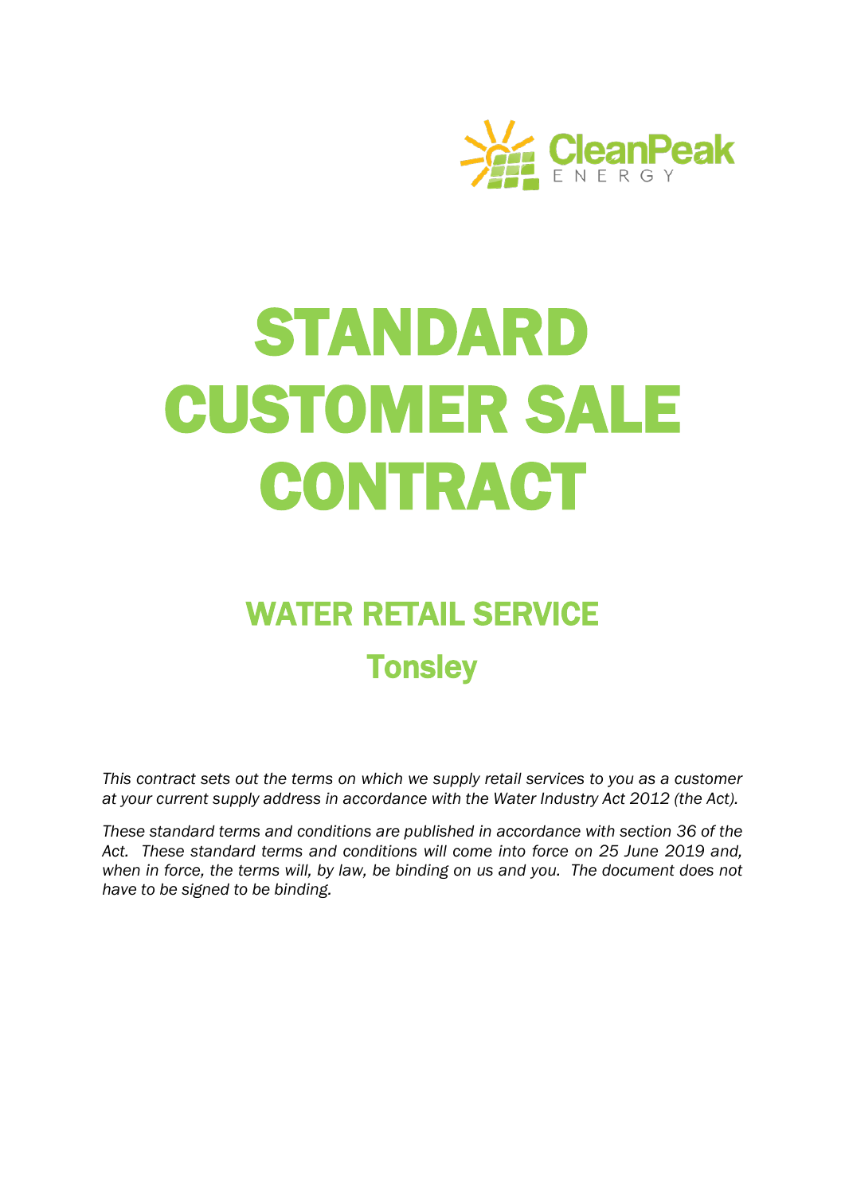CleanPeak ENERGY

# STANDARD CUSTOMER SALE CONTRACT

## WATER RETAIL SERVICE

## Tonsley

*This contract sets out the terms on which we supply retail services to you as a customer at your current supply address in accordance with the Water Industry Act 2012 (the Act).*

*These standard terms and conditions are published in accordance with section 36 of the Act. These standard terms and conditions will come into force on 25 June 2019 and, when in force, the terms will, by law, be binding on us and you. The document does not have to be signed to be binding.*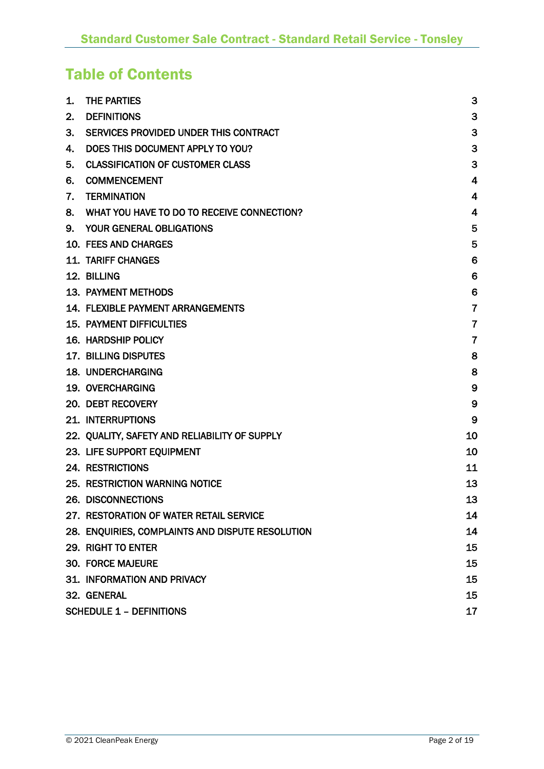# Table of Contents

| | | |
|---|---|---|
| 1. | THE PARTIES | 3 |
| 2. | DEFINITIONS | 3 |
| 3. | SERVICES PROVIDED UNDER THIS CONTRACT | 3 |
| 4. | DOES THIS DOCUMENT APPLY TO YOU? | 3 |
| 5. | CLASSIFICATION OF CUSTOMER CLASS | 3 |
| 6. | COMMENCEMENT | 4 |
| 7. | TERMINATION | 4 |
| 8. | WHAT YOU HAVE TO DO TO RECEIVE CONNECTION? | 4 |
| 9. | YOUR GENERAL OBLIGATIONS | 5 |
| 10. | FEES AND CHARGES | 5 |
| 11. | TARIFF CHANGES | 6 |
| 12. | BILLING | 6 |
| 13. | PAYMENT METHODS | 6 |
| 14. | FLEXIBLE PAYMENT ARRANGEMENTS | 7 |
| 15. | PAYMENT DIFFICULTIES | 7 |
| 16. | HARDSHIP POLICY | 7 |
| 17. | BILLING DISPUTES | 8 |
| 18. | UNDERCHARGING | 8 |
| 19. | OVERCHARGING | 9 |
| 20. | DEBT RECOVERY | 9 |
| 21. | INTERRUPTIONS | 9 |
| 22. | QUALITY, SAFETY AND RELIABILITY OF SUPPLY | 10 |
| 23. | LIFE SUPPORT EQUIPMENT | 10 |
| 24. | RESTRICTIONS | 11 |
| 25. | RESTRICTION WARNING NOTICE | 13 |
| 26. | DISCONNECTIONS | 13 |
| 27. | RESTORATION OF WATER RETAIL SERVICE | 14 |
| 28. | ENQUIRIES, COMPLAINTS AND DISPUTE RESOLUTION | 14 |
| 29. | RIGHT TO ENTER | 15 |
| 30. | FORCE MAJEURE | 15 |
| 31. | INFORMATION AND PRIVACY | 15 |
| 32. | GENERAL | 15 |
| SCHEDULE 1 – DEFINITIONS | | 17 |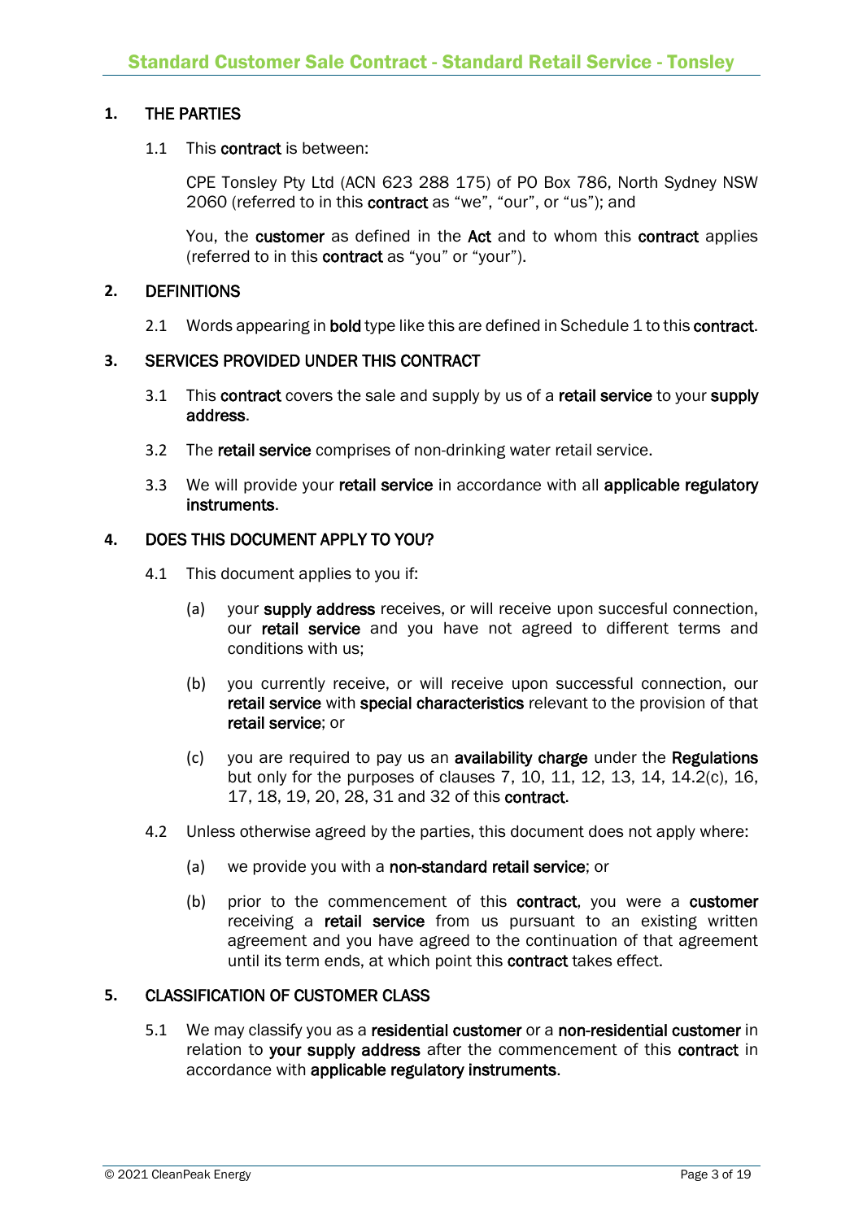## 1. THE PARTIES

1.1 This **contract** is between:

CPE Tonsley Pty Ltd (ACN 623 288 175) of PO Box 786, North Sydney NSW 2060 (referred to in this **contract** as "we", "our", or "us"); and

You, the **customer** as defined in the **Act** and to whom this **contract** applies (referred to in this **contract** as "you" or "your").

## 2. DEFINITIONS

2.1 Words appearing in **bold** type like this are defined in Schedule 1 to this **contract**.

## 3. SERVICES PROVIDED UNDER THIS CONTRACT

3.1 This **contract** covers the sale and supply by us of a **retail service** to your **supply address**.

3.2 The **retail service** comprises of non-drinking water retail service.

3.3 We will provide your **retail service** in accordance with all **applicable regulatory instruments**.

## 4. DOES THIS DOCUMENT APPLY TO YOU?

4.1 This document applies to you if:

(a) your **supply address** receives, or will receive upon succesful connection, our **retail service** and you have not agreed to different terms and conditions with us;

(b) you currently receive, or will receive upon successful connection, our **retail service** with **special characteristics** relevant to the provision of that **retail service**; or

(c) you are required to pay us an **availability charge** under the **Regulations** but only for the purposes of clauses 7, 10, 11, 12, 13, 14, 14.2(c), 16, 17, 18, 19, 20, 28, 31 and 32 of this **contract**.

4.2 Unless otherwise agreed by the parties, this document does not apply where:

(a) we provide you with a **non-standard retail service**; or

(b) prior to the commencement of this **contract**, you were a **customer** receiving a **retail service** from us pursuant to an existing written agreement and you have agreed to the continuation of that agreement until its term ends, at which point this **contract** takes effect.

## 5. CLASSIFICATION OF CUSTOMER CLASS

5.1 We may classify you as a **residential customer** or a **non-residential customer** in relation to **your supply address** after the commencement of this **contract** in accordance with **applicable regulatory instruments**.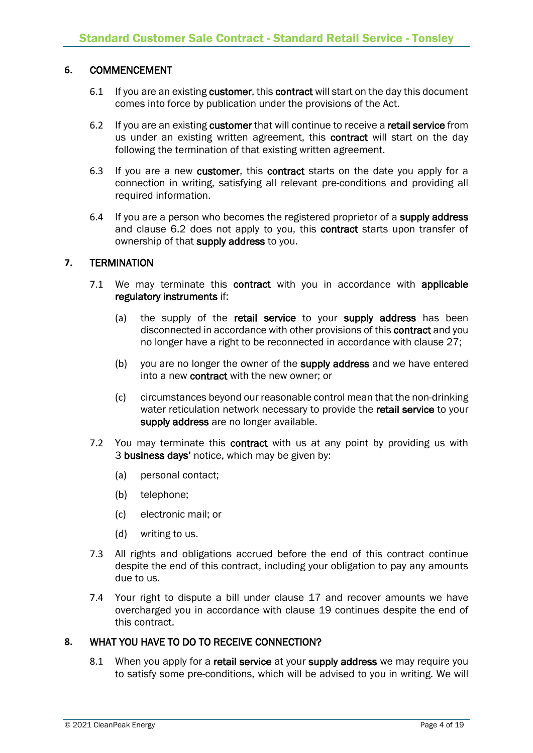## 6. COMMENCEMENT

6.1 If you are an existing **customer**, this **contract** will start on the day this document comes into force by publication under the provisions of the Act.

6.2 If you are an existing **customer** that will continue to receive a **retail service** from us under an existing written agreement, this **contract** will start on the day following the termination of that existing written agreement.

6.3 If you are a new **customer**, this **contract** starts on the date you apply for a connection in writing, satisfying all relevant pre-conditions and providing all required information.

6.4 If you are a person who becomes the registered proprietor of a **supply address** and clause 6.2 does not apply to you, this **contract** starts upon transfer of ownership of that **supply address** to you.

## 7. TERMINATION

7.1 We may terminate this **contract** with you in accordance with **applicable regulatory instruments** if:

(a) the supply of the **retail service** to your **supply address** has been disconnected in accordance with other provisions of this **contract** and you no longer have a right to be reconnected in accordance with clause 27;

(b) you are no longer the owner of the **supply address** and we have entered into a new **contract** with the new owner; or

(c) circumstances beyond our reasonable control mean that the non-drinking water reticulation network necessary to provide the **retail service** to your **supply address** are no longer available.

7.2 You may terminate this **contract** with us at any point by providing us with 3 **business days'** notice, which may be given by:

(a) personal contact;

(b) telephone;

(c) electronic mail; or

(d) writing to us.

7.3 All rights and obligations accrued before the end of this contract continue despite the end of this contract, including your obligation to pay any amounts due to us.

7.4 Your right to dispute a bill under clause 17 and recover amounts we have overcharged you in accordance with clause 19 continues despite the end of this contract.

## 8. WHAT YOU HAVE TO DO TO RECEIVE CONNECTION?

8.1 When you apply for a **retail service** at your **supply address** we may require you to satisfy some pre-conditions, which will be advised to you in writing. We will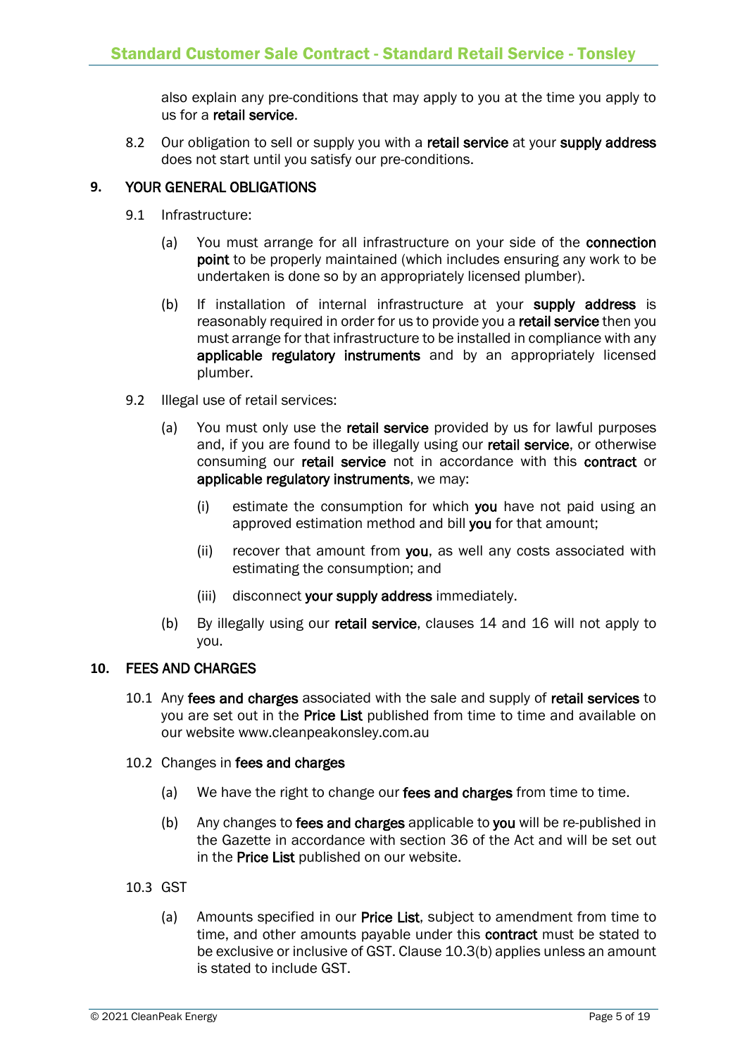also explain any pre-conditions that may apply to you at the time you apply to us for a **retail service**.

8.2 Our obligation to sell or supply you with a **retail service** at your **supply address** does not start until you satisfy our pre-conditions.

## 9. YOUR GENERAL OBLIGATIONS

9.1 Infrastructure:

(a) You must arrange for all infrastructure on your side of the **connection point** to be properly maintained (which includes ensuring any work to be undertaken is done so by an appropriately licensed plumber).

(b) If installation of internal infrastructure at your **supply address** is reasonably required in order for us to provide you a **retail service** then you must arrange for that infrastructure to be installed in compliance with any **applicable regulatory instruments** and by an appropriately licensed plumber.

9.2 Illegal use of retail services:

(a) You must only use the **retail service** provided by us for lawful purposes and, if you are found to be illegally using our **retail service**, or otherwise consuming our **retail service** not in accordance with this **contract** or **applicable regulatory instruments**, we may:

(i) estimate the consumption for which **you** have not paid using an approved estimation method and bill **you** for that amount;

(ii) recover that amount from **you**, as well any costs associated with estimating the consumption; and

(iii) disconnect **your supply address** immediately.

(b) By illegally using our **retail service**, clauses 14 and 16 will not apply to you.

## 10. FEES AND CHARGES

10.1 Any **fees and charges** associated with the sale and supply of **retail services** to you are set out in the **Price List** published from time to time and available on our website www.cleanpeakonsley.com.au

10.2 Changes in **fees and charges**

(a) We have the right to change our **fees and charges** from time to time.

(b) Any changes to **fees and charges** applicable to **you** will be re-published in the Gazette in accordance with section 36 of the Act and will be set out in the **Price List** published on our website.

10.3 GST

(a) Amounts specified in our **Price List**, subject to amendment from time to time, and other amounts payable under this **contract** must be stated to be exclusive or inclusive of GST. Clause 10.3(b) applies unless an amount is stated to include GST.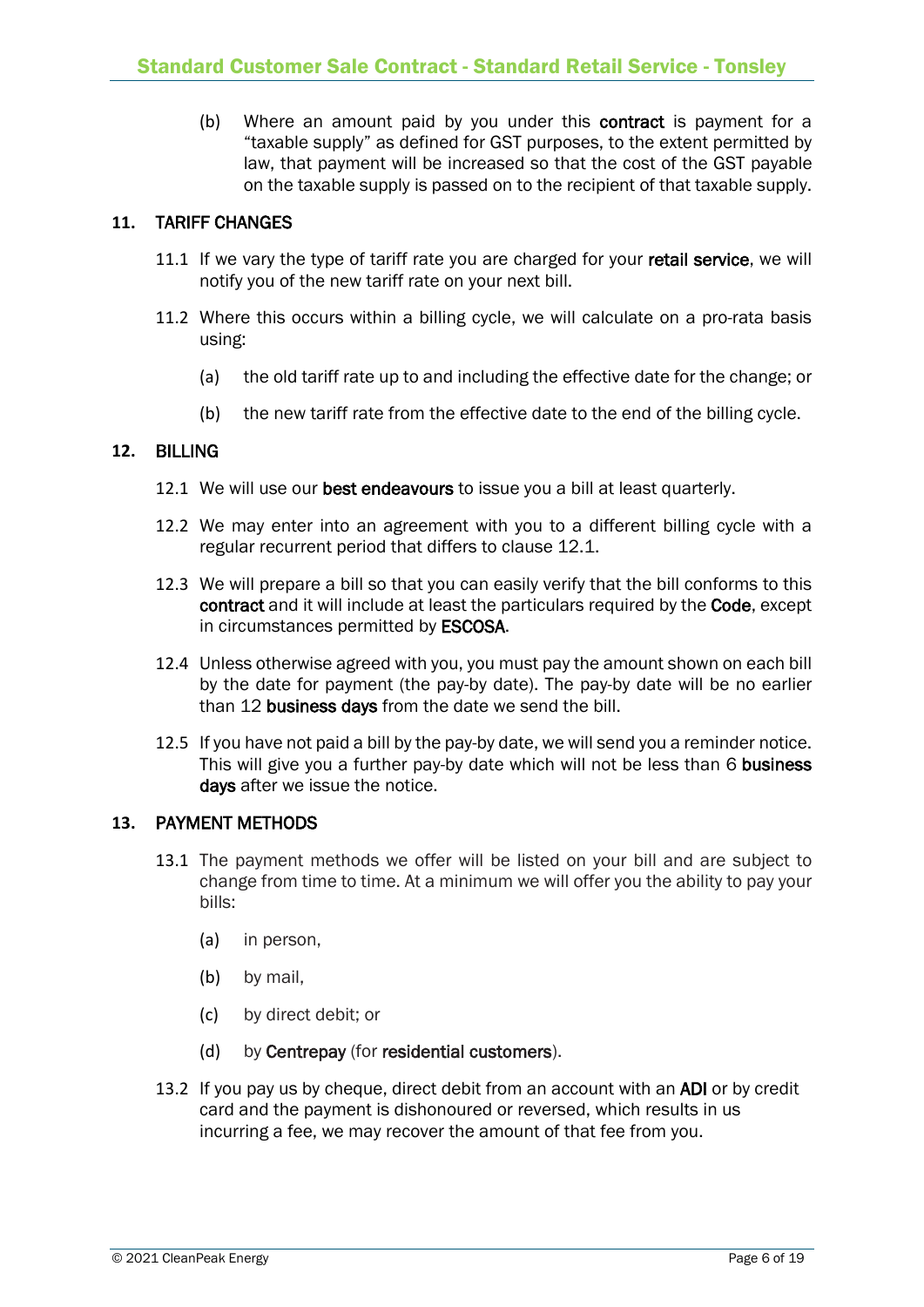(b) Where an amount paid by you under this **contract** is payment for a "taxable supply" as defined for GST purposes, to the extent permitted by law, that payment will be increased so that the cost of the GST payable on the taxable supply is passed on to the recipient of that taxable supply.

## 11. TARIFF CHANGES

11.1 If we vary the type of tariff rate you are charged for your **retail service**, we will notify you of the new tariff rate on your next bill.

11.2 Where this occurs within a billing cycle, we will calculate on a pro-rata basis using:

(a) the old tariff rate up to and including the effective date for the change; or

(b) the new tariff rate from the effective date to the end of the billing cycle.

## 12. BILLING

12.1 We will use our **best endeavours** to issue you a bill at least quarterly.

12.2 We may enter into an agreement with you to a different billing cycle with a regular recurrent period that differs to clause 12.1.

12.3 We will prepare a bill so that you can easily verify that the bill conforms to this **contract** and it will include at least the particulars required by the **Code**, except in circumstances permitted by **ESCOSA**.

12.4 Unless otherwise agreed with you, you must pay the amount shown on each bill by the date for payment (the pay-by date). The pay-by date will be no earlier than 12 **business days** from the date we send the bill.

12.5 If you have not paid a bill by the pay-by date, we will send you a reminder notice. This will give you a further pay-by date which will not be less than 6 **business days** after we issue the notice.

## 13. PAYMENT METHODS

13.1 The payment methods we offer will be listed on your bill and are subject to change from time to time. At a minimum we will offer you the ability to pay your bills:

(a) in person,

(b) by mail,

(c) by direct debit; or

(d) by **Centrepay** (for **residential customers**).

13.2 If you pay us by cheque, direct debit from an account with an **ADI** or by credit card and the payment is dishonoured or reversed, which results in us incurring a fee, we may recover the amount of that fee from you.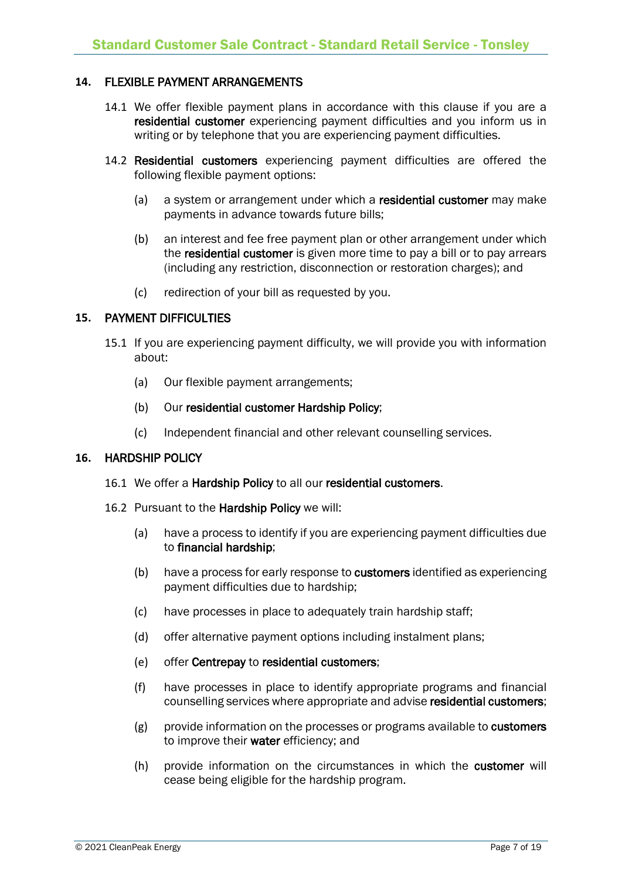## 14. FLEXIBLE PAYMENT ARRANGEMENTS

14.1 We offer flexible payment plans in accordance with this clause if you are a **residential customer** experiencing payment difficulties and you inform us in writing or by telephone that you are experiencing payment difficulties.

14.2 **Residential customers** experiencing payment difficulties are offered the following flexible payment options:

(a) a system or arrangement under which a **residential customer** may make payments in advance towards future bills;

(b) an interest and fee free payment plan or other arrangement under which the **residential customer** is given more time to pay a bill or to pay arrears (including any restriction, disconnection or restoration charges); and

(c) redirection of your bill as requested by you.

## 15. PAYMENT DIFFICULTIES

15.1 If you are experiencing payment difficulty, we will provide you with information about:

(a) Our flexible payment arrangements;

(b) Our **residential customer Hardship Policy**;

(c) Independent financial and other relevant counselling services.

## 16. HARDSHIP POLICY

16.1 We offer a **Hardship Policy** to all our **residential customers**.

16.2 Pursuant to the **Hardship Policy** we will:

(a) have a process to identify if you are experiencing payment difficulties due to **financial hardship**;

(b) have a process for early response to **customers** identified as experiencing payment difficulties due to hardship;

(c) have processes in place to adequately train hardship staff;

(d) offer alternative payment options including instalment plans;

(e) offer **Centrepay** to **residential customers**;

(f) have processes in place to identify appropriate programs and financial counselling services where appropriate and advise **residential customers**;

(g) provide information on the processes or programs available to **customers** to improve their **water** efficiency; and

(h) provide information on the circumstances in which the **customer** will cease being eligible for the hardship program.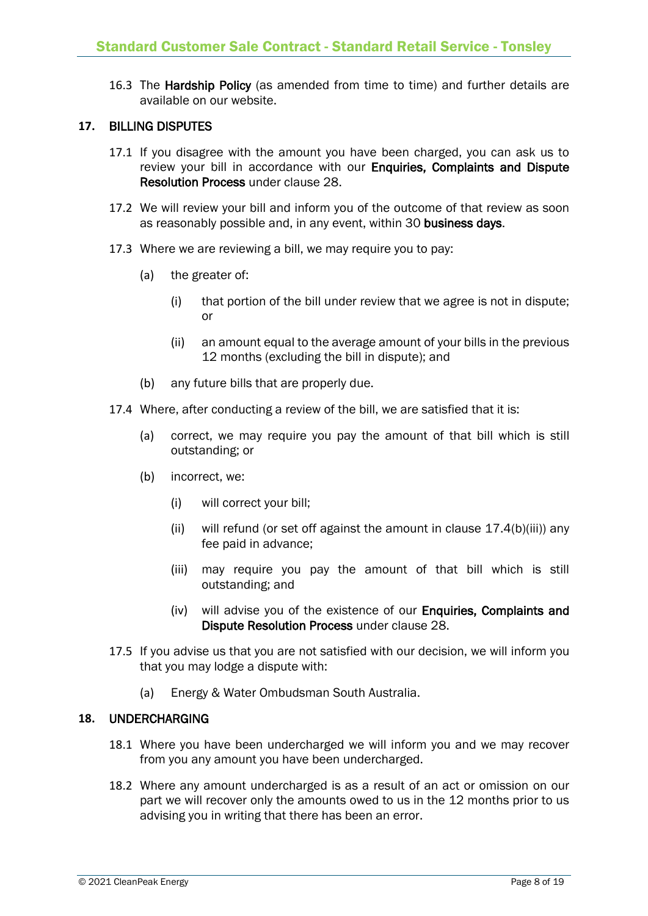16.3 The **Hardship Policy** (as amended from time to time) and further details are available on our website.

## 17. BILLING DISPUTES

17.1 If you disagree with the amount you have been charged, you can ask us to review your bill in accordance with our **Enquiries, Complaints and Dispute Resolution Process** under clause 28.

17.2 We will review your bill and inform you of the outcome of that review as soon as reasonably possible and, in any event, within 30 **business days**.

17.3 Where we are reviewing a bill, we may require you to pay:

(a) the greater of:

(i) that portion of the bill under review that we agree is not in dispute; or

(ii) an amount equal to the average amount of your bills in the previous 12 months (excluding the bill in dispute); and

(b) any future bills that are properly due.

17.4 Where, after conducting a review of the bill, we are satisfied that it is:

(a) correct, we may require you pay the amount of that bill which is still outstanding; or

(b) incorrect, we:

(i) will correct your bill;

(ii) will refund (or set off against the amount in clause 17.4(b)(iii)) any fee paid in advance;

(iii) may require you pay the amount of that bill which is still outstanding; and

(iv) will advise you of the existence of our **Enquiries, Complaints and Dispute Resolution Process** under clause 28.

17.5 If you advise us that you are not satisfied with our decision, we will inform you that you may lodge a dispute with:

(a) Energy & Water Ombudsman South Australia.

## 18. UNDERCHARGING

18.1 Where you have been undercharged we will inform you and we may recover from you any amount you have been undercharged.

18.2 Where any amount undercharged is as a result of an act or omission on our part we will recover only the amounts owed to us in the 12 months prior to us advising you in writing that there has been an error.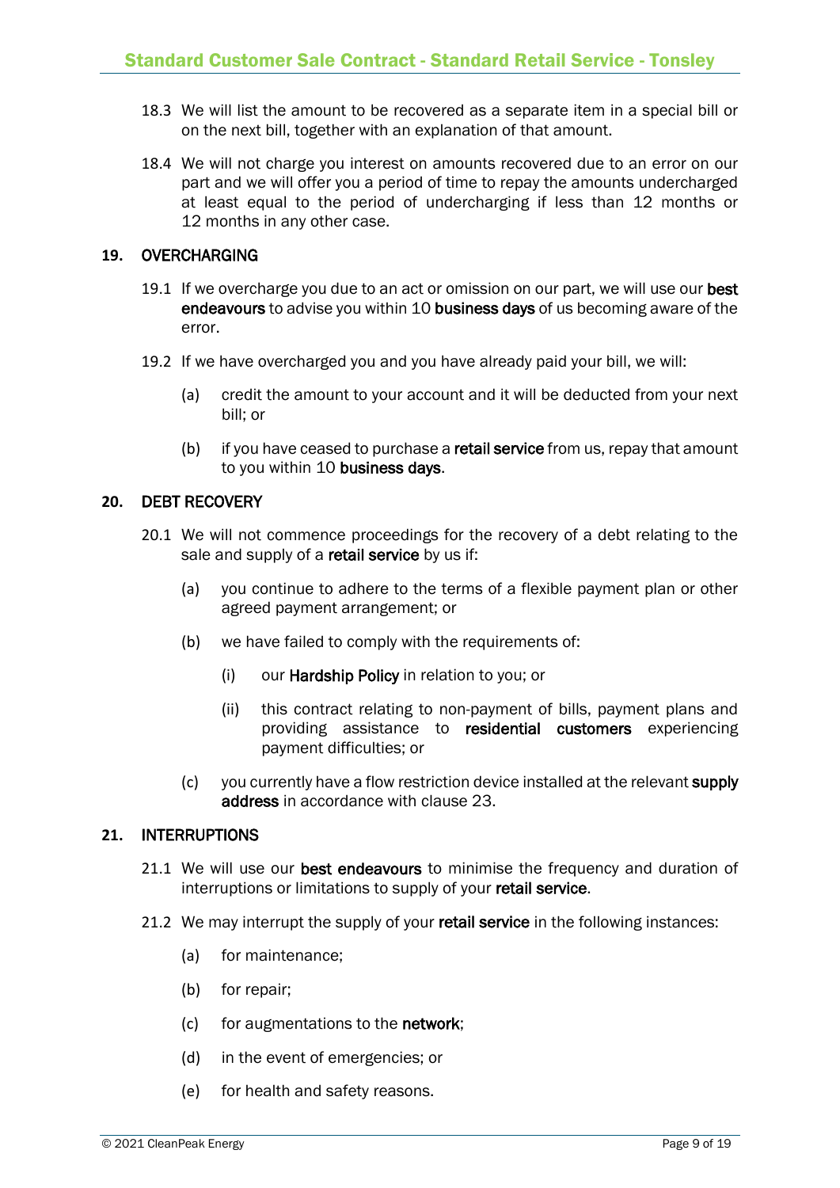18.3 We will list the amount to be recovered as a separate item in a special bill or on the next bill, together with an explanation of that amount.

18.4 We will not charge you interest on amounts recovered due to an error on our part and we will offer you a period of time to repay the amounts undercharged at least equal to the period of undercharging if less than 12 months or 12 months in any other case.

## 19. OVERCHARGING

19.1 If we overcharge you due to an act or omission on our part, we will use our **best endeavours** to advise you within 10 **business days** of us becoming aware of the error.

19.2 If we have overcharged you and you have already paid your bill, we will:

(a) credit the amount to your account and it will be deducted from your next bill; or

(b) if you have ceased to purchase a **retail service** from us, repay that amount to you within 10 **business days**.

## 20. DEBT RECOVERY

20.1 We will not commence proceedings for the recovery of a debt relating to the sale and supply of a **retail service** by us if:

(a) you continue to adhere to the terms of a flexible payment plan or other agreed payment arrangement; or

(b) we have failed to comply with the requirements of:

(i) our **Hardship Policy** in relation to you; or

(ii) this contract relating to non-payment of bills, payment plans and providing assistance to **residential customers** experiencing payment difficulties; or

(c) you currently have a flow restriction device installed at the relevant **supply address** in accordance with clause 23.

## 21. INTERRUPTIONS

21.1 We will use our **best endeavours** to minimise the frequency and duration of interruptions or limitations to supply of your **retail service**.

21.2 We may interrupt the supply of your **retail service** in the following instances:

(a) for maintenance;

(b) for repair;

(c) for augmentations to the **network**;

(d) in the event of emergencies; or

(e) for health and safety reasons.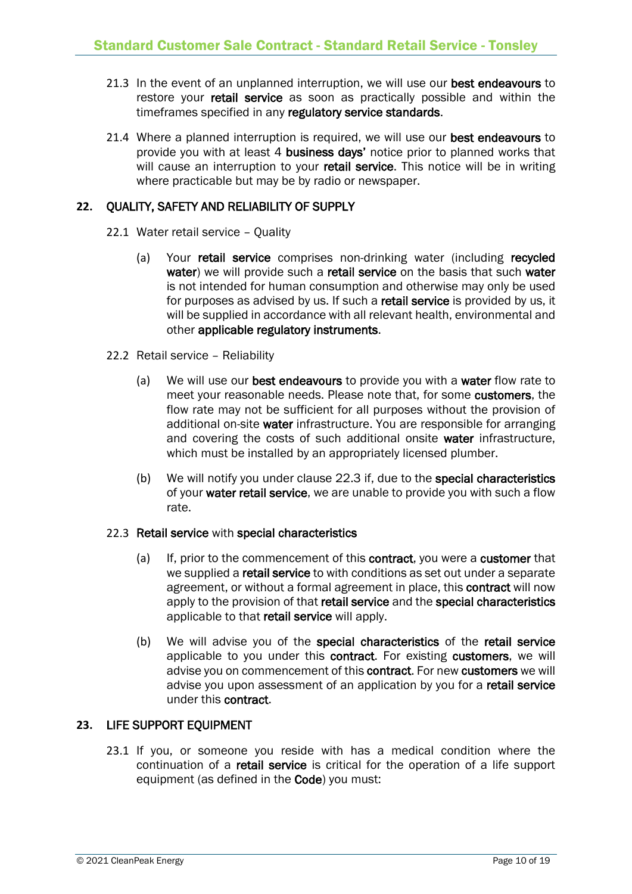21.3 In the event of an unplanned interruption, we will use our **best endeavours** to restore your **retail service** as soon as practically possible and within the timeframes specified in any **regulatory service standards**.

21.4 Where a planned interruption is required, we will use our **best endeavours** to provide you with at least 4 **business days'** notice prior to planned works that will cause an interruption to your **retail service**. This notice will be in writing where practicable but may be by radio or newspaper.

## 22. QUALITY, SAFETY AND RELIABILITY OF SUPPLY

22.1 Water retail service – Quality

(a) Your **retail service** comprises non-drinking water (including **recycled water**) we will provide such a **retail service** on the basis that such **water** is not intended for human consumption and otherwise may only be used for purposes as advised by us. If such a **retail service** is provided by us, it will be supplied in accordance with all relevant health, environmental and other **applicable regulatory instruments**.

22.2 Retail service – Reliability

(a) We will use our **best endeavours** to provide you with a **water** flow rate to meet your reasonable needs. Please note that, for some **customers**, the flow rate may not be sufficient for all purposes without the provision of additional on-site **water** infrastructure. You are responsible for arranging and covering the costs of such additional onsite **water** infrastructure, which must be installed by an appropriately licensed plumber.

(b) We will notify you under clause 22.3 if, due to the **special characteristics** of your **water retail service**, we are unable to provide you with such a flow rate.

22.3 **Retail service** with **special characteristics**

(a) If, prior to the commencement of this **contract**, you were a **customer** that we supplied a **retail service** to with conditions as set out under a separate agreement, or without a formal agreement in place, this **contract** will now apply to the provision of that **retail service** and the **special characteristics** applicable to that **retail service** will apply.

(b) We will advise you of the **special characteristics** of the **retail service** applicable to you under this **contract**. For existing **customers**, we will advise you on commencement of this **contract**. For new **customers** we will advise you upon assessment of an application by you for a **retail service** under this **contract**.

## 23. LIFE SUPPORT EQUIPMENT

23.1 If you, or someone you reside with has a medical condition where the continuation of a **retail service** is critical for the operation of a life support equipment (as defined in the **Code**) you must: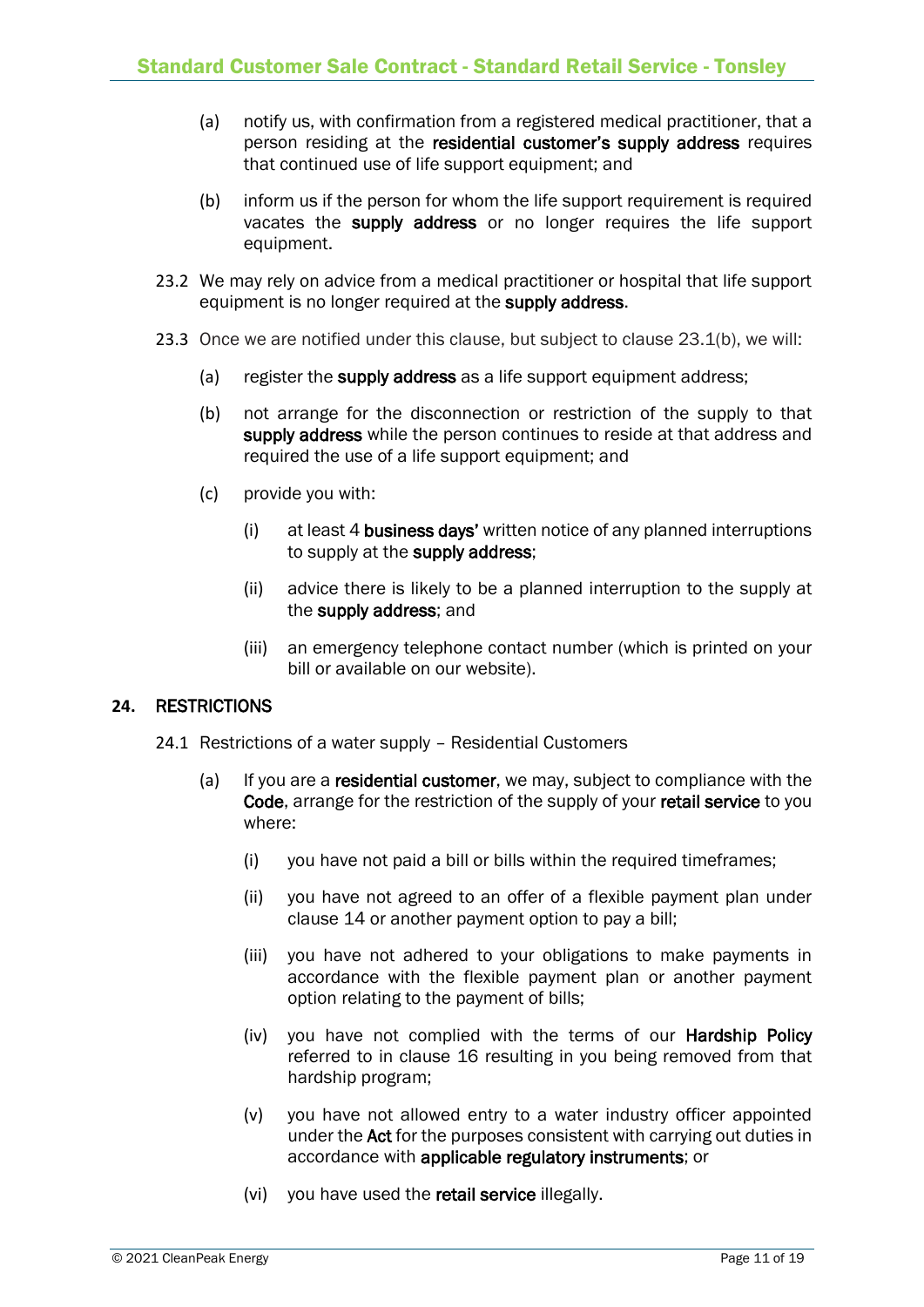(a) notify us, with confirmation from a registered medical practitioner, that a person residing at the **residential customer's supply address** requires that continued use of life support equipment; and

(b) inform us if the person for whom the life support requirement is required vacates the **supply address** or no longer requires the life support equipment.

23.2 We may rely on advice from a medical practitioner or hospital that life support equipment is no longer required at the **supply address**.

23.3 Once we are notified under this clause, but subject to clause 23.1(b), we will:

(a) register the **supply address** as a life support equipment address;

(b) not arrange for the disconnection or restriction of the supply to that **supply address** while the person continues to reside at that address and required the use of a life support equipment; and

(c) provide you with:

(i) at least 4 **business days'** written notice of any planned interruptions to supply at the **supply address**;

(ii) advice there is likely to be a planned interruption to the supply at the **supply address**; and

(iii) an emergency telephone contact number (which is printed on your bill or available on our website).

## 24. RESTRICTIONS

24.1 Restrictions of a water supply – Residential Customers

(a) If you are a **residential customer**, we may, subject to compliance with the **Code**, arrange for the restriction of the supply of your **retail service** to you where:

(i) you have not paid a bill or bills within the required timeframes;

(ii) you have not agreed to an offer of a flexible payment plan under clause 14 or another payment option to pay a bill;

(iii) you have not adhered to your obligations to make payments in accordance with the flexible payment plan or another payment option relating to the payment of bills;

(iv) you have not complied with the terms of our **Hardship Policy** referred to in clause 16 resulting in you being removed from that hardship program;

(v) you have not allowed entry to a water industry officer appointed under the **Act** for the purposes consistent with carrying out duties in accordance with **applicable regulatory instruments**; or

(vi) you have used the **retail service** illegally.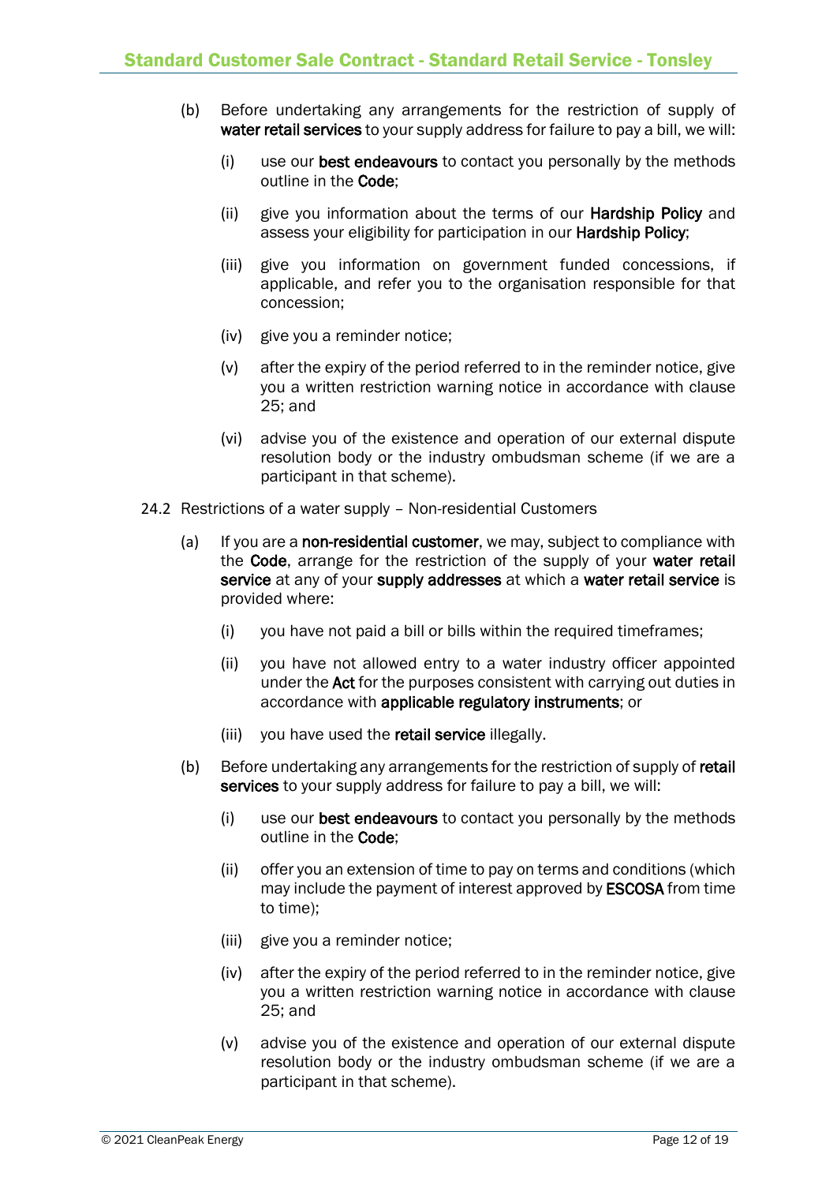(b) Before undertaking any arrangements for the restriction of supply of **water retail services** to your supply address for failure to pay a bill, we will:

(i) use our **best endeavours** to contact you personally by the methods outline in the **Code**;

(ii) give you information about the terms of our **Hardship Policy** and assess your eligibility for participation in our **Hardship Policy**;

(iii) give you information on government funded concessions, if applicable, and refer you to the organisation responsible for that concession;

(iv) give you a reminder notice;

(v) after the expiry of the period referred to in the reminder notice, give you a written restriction warning notice in accordance with clause 25; and

(vi) advise you of the existence and operation of our external dispute resolution body or the industry ombudsman scheme (if we are a participant in that scheme).

24.2 Restrictions of a water supply – Non-residential Customers

(a) If you are a **non-residential customer**, we may, subject to compliance with the **Code**, arrange for the restriction of the supply of your **water retail service** at any of your **supply addresses** at which a **water retail service** is provided where:

(i) you have not paid a bill or bills within the required timeframes;

(ii) you have not allowed entry to a water industry officer appointed under the **Act** for the purposes consistent with carrying out duties in accordance with **applicable regulatory instruments**; or

(iii) you have used the **retail service** illegally.

(b) Before undertaking any arrangements for the restriction of supply of **retail services** to your supply address for failure to pay a bill, we will:

(i) use our **best endeavours** to contact you personally by the methods outline in the **Code**;

(ii) offer you an extension of time to pay on terms and conditions (which may include the payment of interest approved by **ESCOSA** from time to time);

(iii) give you a reminder notice;

(iv) after the expiry of the period referred to in the reminder notice, give you a written restriction warning notice in accordance with clause 25; and

(v) advise you of the existence and operation of our external dispute resolution body or the industry ombudsman scheme (if we are a participant in that scheme).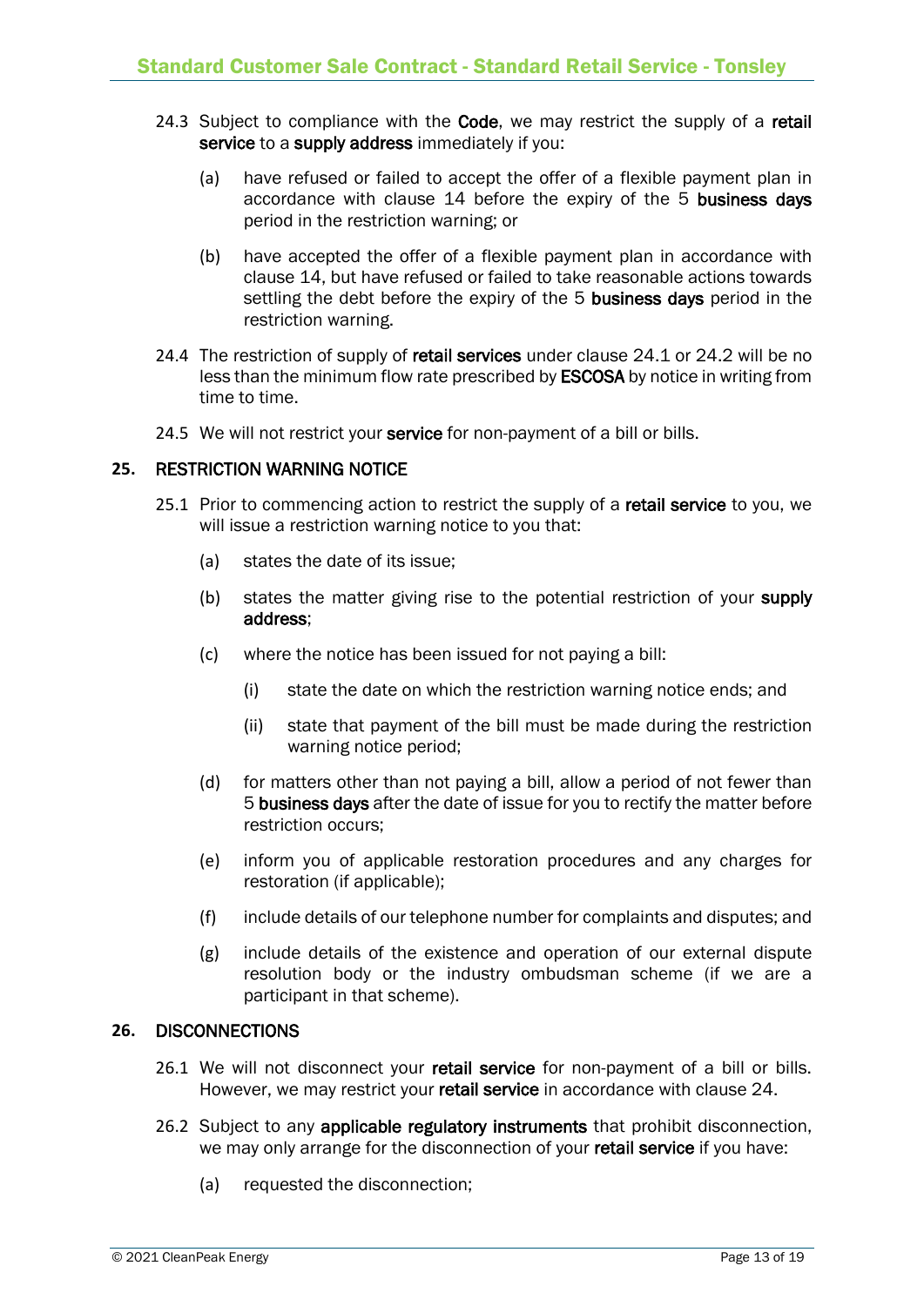24.3 Subject to compliance with the **Code**, we may restrict the supply of a **retail service** to a **supply address** immediately if you:

(a) have refused or failed to accept the offer of a flexible payment plan in accordance with clause 14 before the expiry of the 5 **business days** period in the restriction warning; or

(b) have accepted the offer of a flexible payment plan in accordance with clause 14, but have refused or failed to take reasonable actions towards settling the debt before the expiry of the 5 **business days** period in the restriction warning.

24.4 The restriction of supply of **retail services** under clause 24.1 or 24.2 will be no less than the minimum flow rate prescribed by **ESCOSA** by notice in writing from time to time.

24.5 We will not restrict your **service** for non-payment of a bill or bills.

## 25. RESTRICTION WARNING NOTICE

25.1 Prior to commencing action to restrict the supply of a **retail service** to you, we will issue a restriction warning notice to you that:

(a) states the date of its issue;

(b) states the matter giving rise to the potential restriction of your **supply address**;

(c) where the notice has been issued for not paying a bill:

(i) state the date on which the restriction warning notice ends; and

(ii) state that payment of the bill must be made during the restriction warning notice period;

(d) for matters other than not paying a bill, allow a period of not fewer than 5 **business days** after the date of issue for you to rectify the matter before restriction occurs;

(e) inform you of applicable restoration procedures and any charges for restoration (if applicable);

(f) include details of our telephone number for complaints and disputes; and

(g) include details of the existence and operation of our external dispute resolution body or the industry ombudsman scheme (if we are a participant in that scheme).

## 26. DISCONNECTIONS

26.1 We will not disconnect your **retail service** for non-payment of a bill or bills. However, we may restrict your **retail service** in accordance with clause 24.

26.2 Subject to any **applicable regulatory instruments** that prohibit disconnection, we may only arrange for the disconnection of your **retail service** if you have:

(a) requested the disconnection;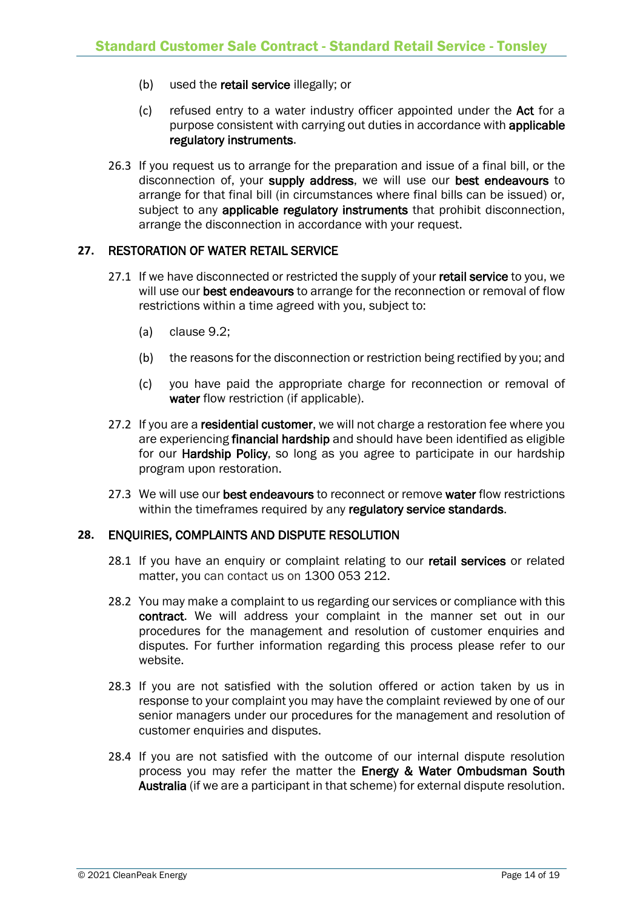(b) used the **retail service** illegally; or

(c) refused entry to a water industry officer appointed under the **Act** for a purpose consistent with carrying out duties in accordance with **applicable regulatory instruments**.

26.3 If you request us to arrange for the preparation and issue of a final bill, or the disconnection of, your **supply address**, we will use our **best endeavours** to arrange for that final bill (in circumstances where final bills can be issued) or, subject to any **applicable regulatory instruments** that prohibit disconnection, arrange the disconnection in accordance with your request.

## 27. RESTORATION OF WATER RETAIL SERVICE

27.1 If we have disconnected or restricted the supply of your **retail service** to you, we will use our **best endeavours** to arrange for the reconnection or removal of flow restrictions within a time agreed with you, subject to:

(a) clause 9.2;

(b) the reasons for the disconnection or restriction being rectified by you; and

(c) you have paid the appropriate charge for reconnection or removal of **water** flow restriction (if applicable).

27.2 If you are a **residential customer**, we will not charge a restoration fee where you are experiencing **financial hardship** and should have been identified as eligible for our **Hardship Policy**, so long as you agree to participate in our hardship program upon restoration.

27.3 We will use our **best endeavours** to reconnect or remove **water** flow restrictions within the timeframes required by any **regulatory service standards**.

## 28. ENQUIRIES, COMPLAINTS AND DISPUTE RESOLUTION

28.1 If you have an enquiry or complaint relating to our **retail services** or related matter, you can contact us on 1300 053 212.

28.2 You may make a complaint to us regarding our services or compliance with this **contract**. We will address your complaint in the manner set out in our procedures for the management and resolution of customer enquiries and disputes. For further information regarding this process please refer to our website.

28.3 If you are not satisfied with the solution offered or action taken by us in response to your complaint you may have the complaint reviewed by one of our senior managers under our procedures for the management and resolution of customer enquiries and disputes.

28.4 If you are not satisfied with the outcome of our internal dispute resolution process you may refer the matter the **Energy & Water Ombudsman South Australia** (if we are a participant in that scheme) for external dispute resolution.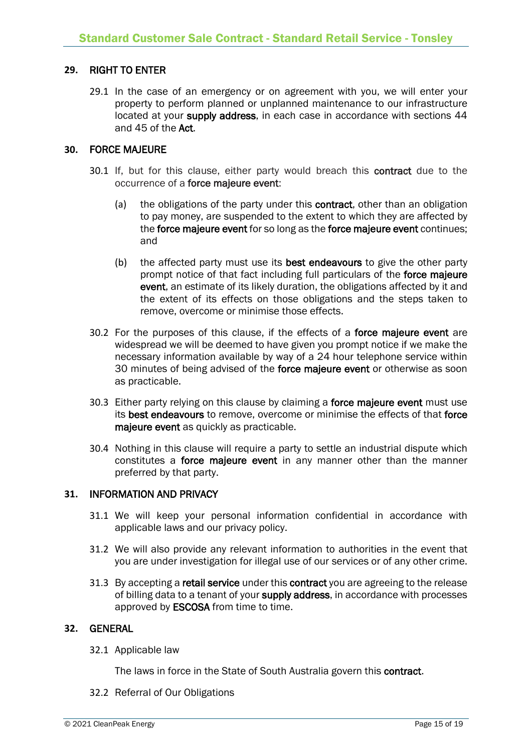## 29. RIGHT TO ENTER

29.1 In the case of an emergency or on agreement with you, we will enter your property to perform planned or unplanned maintenance to our infrastructure located at your **supply address**, in each case in accordance with sections 44 and 45 of the **Act**.

## 30. FORCE MAJEURE

30.1 If, but for this clause, either party would breach this **contract** due to the occurrence of a **force majeure event**:

(a) the obligations of the party under this **contract**, other than an obligation to pay money, are suspended to the extent to which they are affected by the **force majeure event** for so long as the **force majeure event** continues; and

(b) the affected party must use its **best endeavours** to give the other party prompt notice of that fact including full particulars of the **force majeure event**, an estimate of its likely duration, the obligations affected by it and the extent of its effects on those obligations and the steps taken to remove, overcome or minimise those effects.

30.2 For the purposes of this clause, if the effects of a **force majeure event** are widespread we will be deemed to have given you prompt notice if we make the necessary information available by way of a 24 hour telephone service within 30 minutes of being advised of the **force majeure event** or otherwise as soon as practicable.

30.3 Either party relying on this clause by claiming a **force majeure event** must use its **best endeavours** to remove, overcome or minimise the effects of that **force majeure event** as quickly as practicable.

30.4 Nothing in this clause will require a party to settle an industrial dispute which constitutes a **force majeure event** in any manner other than the manner preferred by that party.

## 31. INFORMATION AND PRIVACY

31.1 We will keep your personal information confidential in accordance with applicable laws and our privacy policy.

31.2 We will also provide any relevant information to authorities in the event that you are under investigation for illegal use of our services or of any other crime.

31.3 By accepting a **retail service** under this **contract** you are agreeing to the release of billing data to a tenant of your **supply address**, in accordance with processes approved by **ESCOSA** from time to time.

## 32. GENERAL

32.1 Applicable law

The laws in force in the State of South Australia govern this **contract**.

32.2 Referral of Our Obligations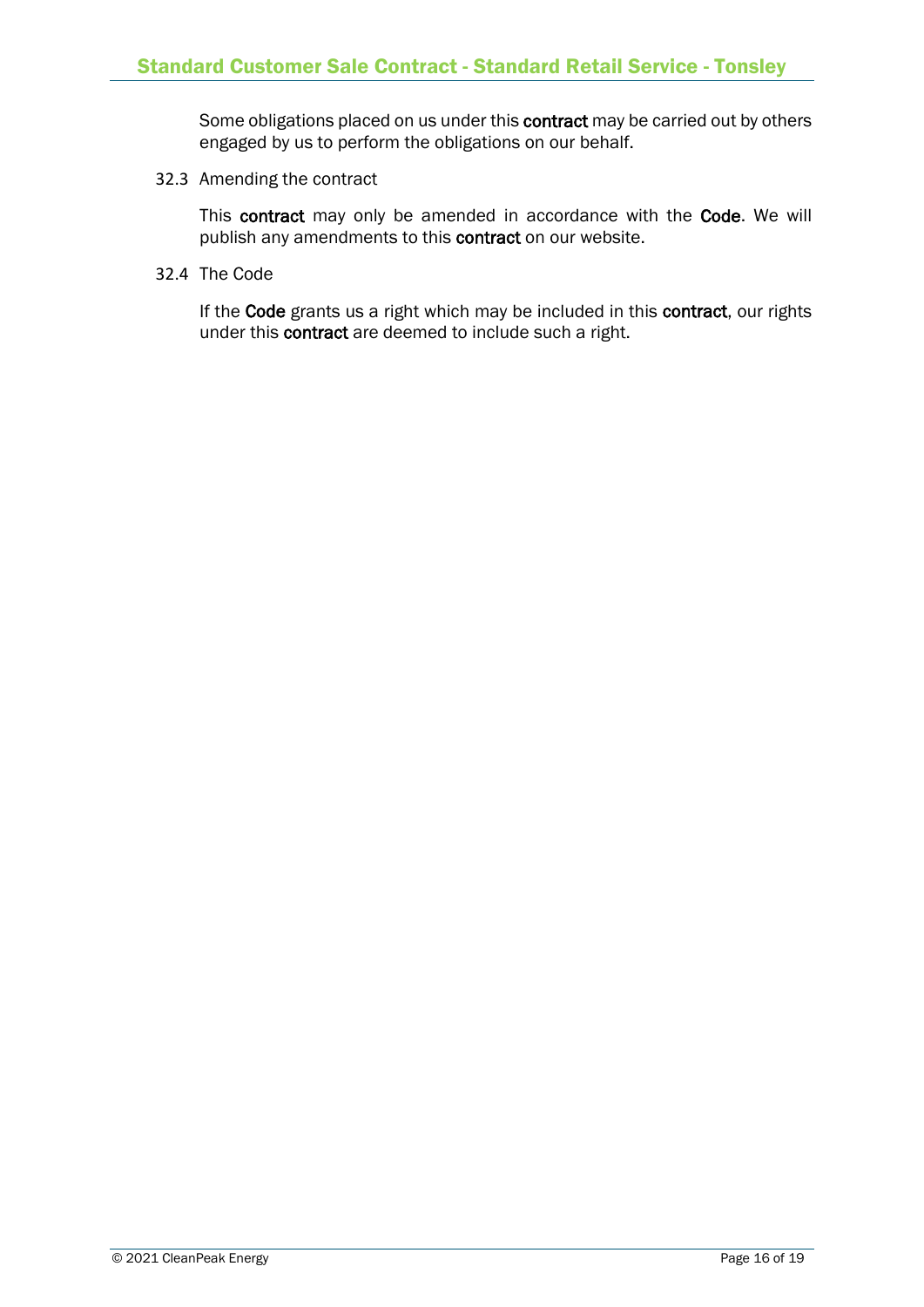Some obligations placed on us under this **contract** may be carried out by others engaged by us to perform the obligations on our behalf.

32.3 Amending the contract

This **contract** may only be amended in accordance with the **Code**. We will publish any amendments to this **contract** on our website.

32.4 The Code

If the **Code** grants us a right which may be included in this **contract**, our rights under this **contract** are deemed to include such a right.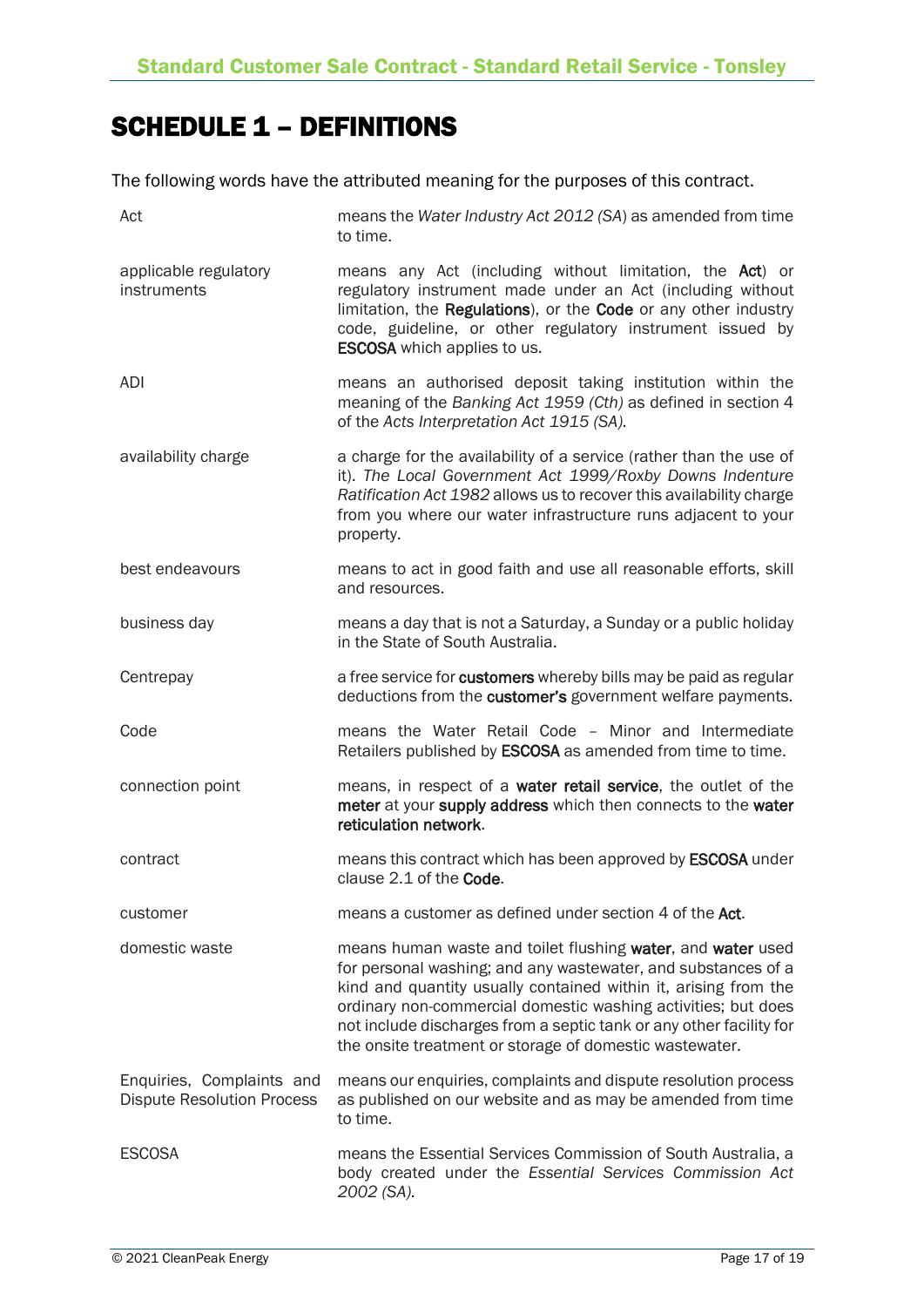# SCHEDULE 1 – DEFINITIONS

The following words have the attributed meaning for the purposes of this contract.

| | |
|---|---|
| Act | means the *Water Industry Act 2012 (SA*) as amended from time to time. |
| applicable regulatory instruments | means any Act (including without limitation, the **Act**) or regulatory instrument made under an Act (including without limitation, the **Regulations**), or the **Code** or any other industry code, guideline, or other regulatory instrument issued by **ESCOSA** which applies to us. |
| ADI | means an authorised deposit taking institution within the meaning of the *Banking Act 1959 (Cth)* as defined in section 4 of the *Acts Interpretation Act 1915 (SA).* |
| availability charge | a charge for the availability of a service (rather than the use of it). *The Local Government Act 1999/Roxby Downs Indenture Ratification Act 1982* allows us to recover this availability charge from you where our water infrastructure runs adjacent to your property. |
| best endeavours | means to act in good faith and use all reasonable efforts, skill and resources. |
| business day | means a day that is not a Saturday, a Sunday or a public holiday in the State of South Australia. |
| Centrepay | a free service for **customers** whereby bills may be paid as regular deductions from the **customer's** government welfare payments. |
| Code | means the Water Retail Code – Minor and Intermediate Retailers published by **ESCOSA** as amended from time to time. |
| connection point | means, in respect of a **water retail service**, the outlet of the **meter** at your **supply address** which then connects to the **water reticulation network**. |
| contract | means this contract which has been approved by **ESCOSA** under clause 2.1 of the **Code**. |
| customer | means a customer as defined under section 4 of the **Act**. |
| domestic waste | means human waste and toilet flushing **water**, and **water** used for personal washing; and any wastewater, and substances of a kind and quantity usually contained within it, arising from the ordinary non-commercial domestic washing activities; but does not include discharges from a septic tank or any other facility for the onsite treatment or storage of domestic wastewater. |
| Enquiries, Complaints and Dispute Resolution Process | means our enquiries, complaints and dispute resolution process as published on our website and as may be amended from time to time. |
| ESCOSA | means the Essential Services Commission of South Australia, a body created under the *Essential Services Commission Act 2002 (SA).* |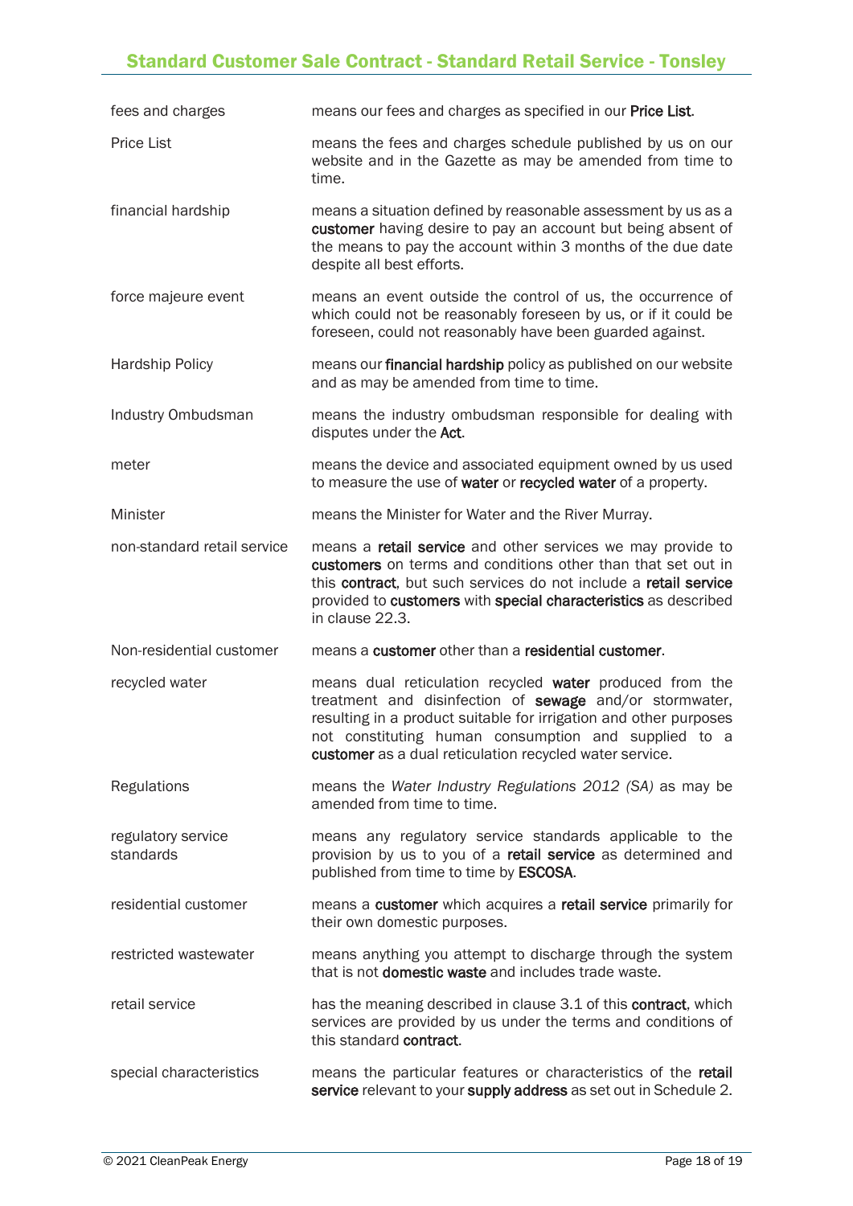| | |
|---|---|
| fees and charges | means our fees and charges as specified in our **Price List**. |
| Price List | means the fees and charges schedule published by us on our website and in the Gazette as may be amended from time to time. |
| financial hardship | means a situation defined by reasonable assessment by us as a **customer** having desire to pay an account but being absent of the means to pay the account within 3 months of the due date despite all best efforts. |
| force majeure event | means an event outside the control of us, the occurrence of which could not be reasonably foreseen by us, or if it could be foreseen, could not reasonably have been guarded against. |
| Hardship Policy | means our **financial hardship** policy as published on our website and as may be amended from time to time. |
| Industry Ombudsman | means the industry ombudsman responsible for dealing with disputes under the **Act**. |
| meter | means the device and associated equipment owned by us used to measure the use of **water** or **recycled water** of a property. |
| Minister | means the Minister for Water and the River Murray. |
| non-standard retail service | means a **retail service** and other services we may provide to **customers** on terms and conditions other than that set out in this **contract**, but such services do not include a **retail service** provided to **customers** with **special characteristics** as described in clause 22.3. |
| Non-residential customer | means a **customer** other than a **residential customer**. |
| recycled water | means dual reticulation recycled **water** produced from the treatment and disinfection of **sewage** and/or stormwater, resulting in a product suitable for irrigation and other purposes not constituting human consumption and supplied to a **customer** as a dual reticulation recycled water service. |
| Regulations | means the *Water Industry Regulations 2012 (SA)* as may be amended from time to time. |
| regulatory service standards | means any regulatory service standards applicable to the provision by us to you of a **retail service** as determined and published from time to time by **ESCOSA**. |
| residential customer | means a **customer** which acquires a **retail service** primarily for their own domestic purposes. |
| restricted wastewater | means anything you attempt to discharge through the system that is not **domestic waste** and includes trade waste. |
| retail service | has the meaning described in clause 3.1 of this **contract**, which services are provided by us under the terms and conditions of this standard **contract**. |
| special characteristics | means the particular features or characteristics of the **retail service** relevant to your **supply address** as set out in Schedule 2. |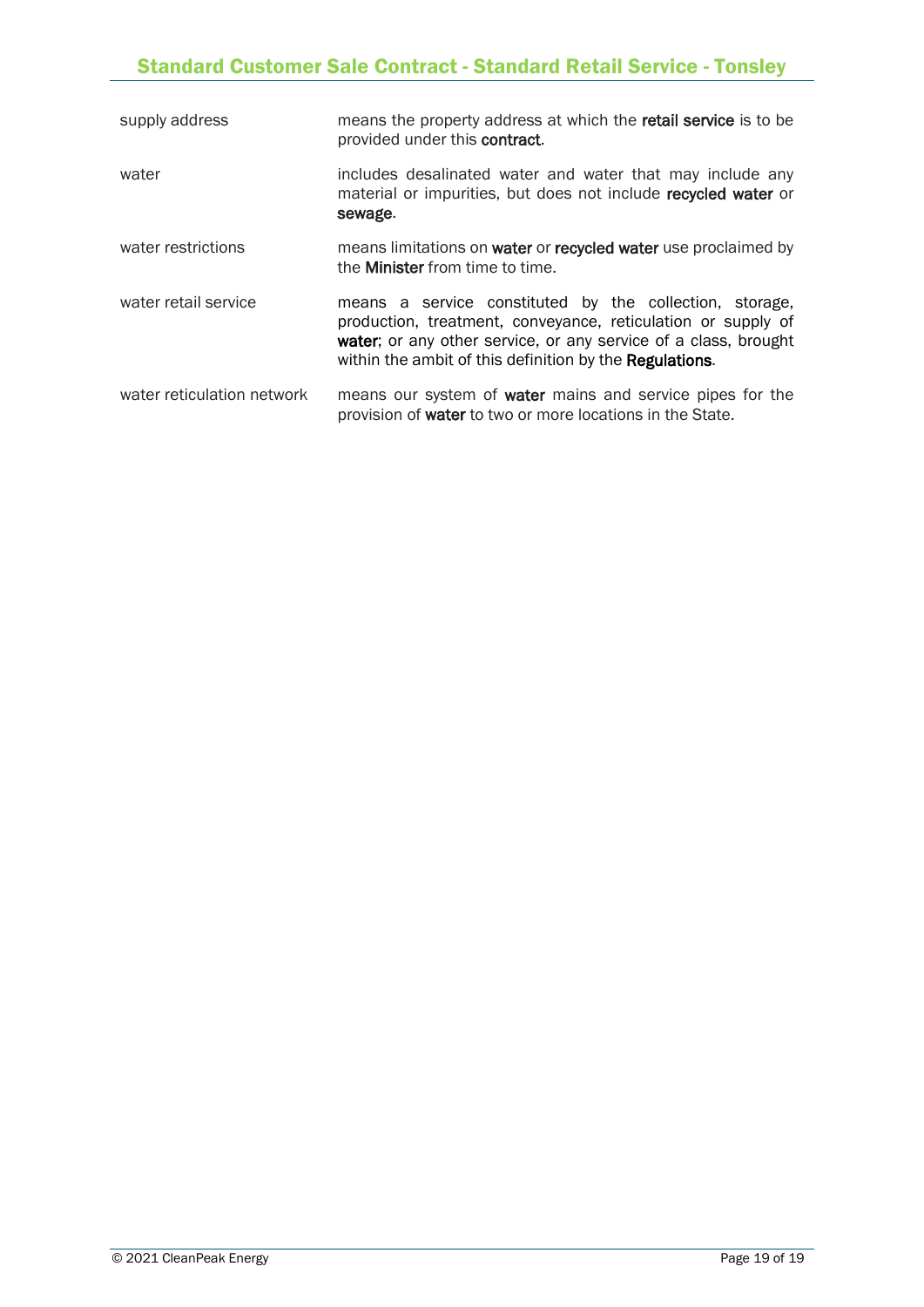| | |
|---|---|
| supply address | means the property address at which the **retail service** is to be provided under this **contract**. |
| water | includes desalinated water and water that may include any material or impurities, but does not include **recycled water** or **sewage**. |
| water restrictions | means limitations on **water** or **recycled water** use proclaimed by the **Minister** from time to time. |
| water retail service | means a service constituted by the collection, storage, production, treatment, conveyance, reticulation or supply of **water**; or any other service, or any service of a class, brought within the ambit of this definition by the **Regulations**. |
| water reticulation network | means our system of **water** mains and service pipes for the provision of **water** to two or more locations in the State. |